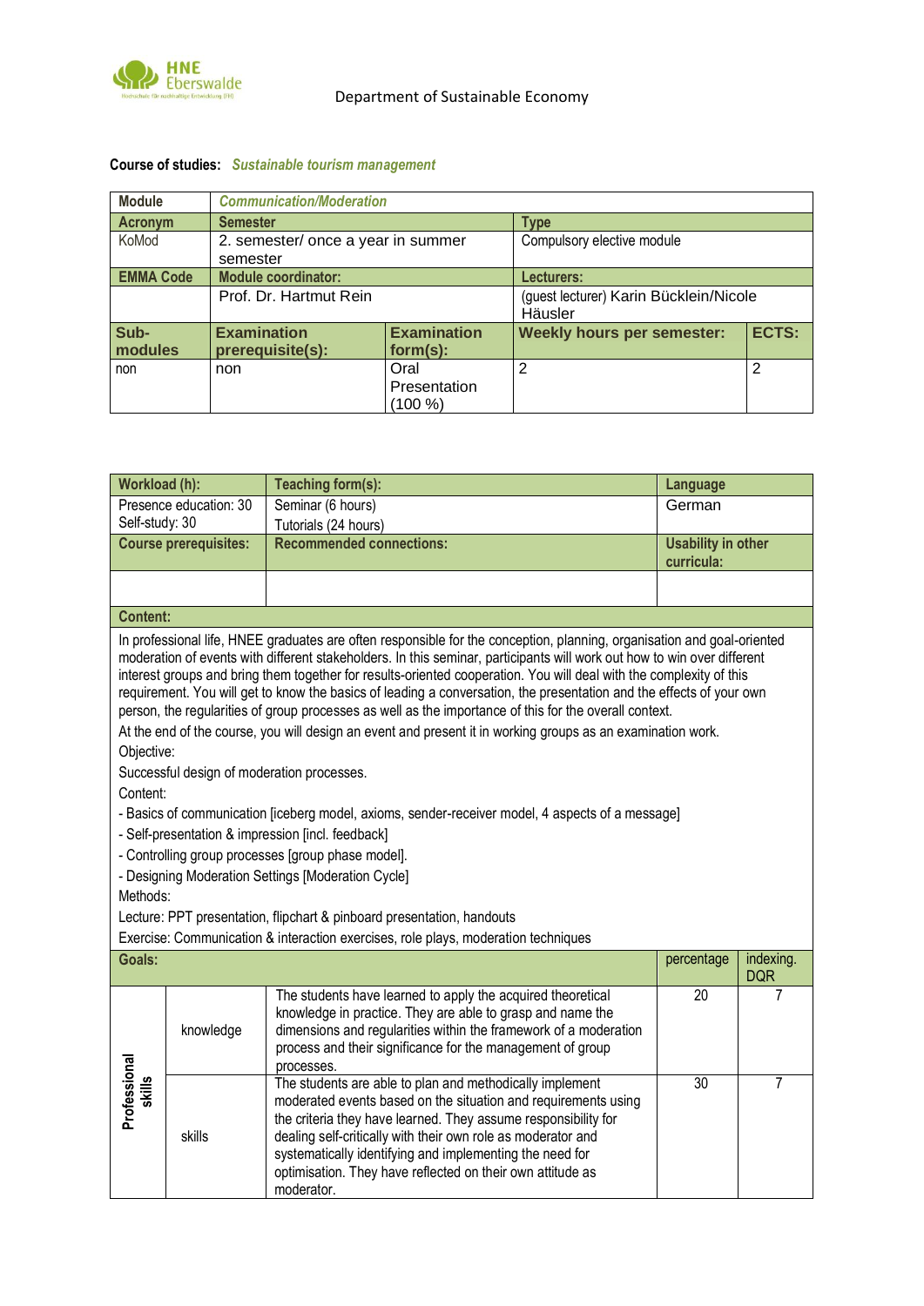Department of Sustainable Economy

**Course of studies:** ***Sustainable tourism management***

| **Module** | ***Communication/Moderation*** | | | |
|---|---|---|---|---|
| **Acronym** | **Semester** | | **Type** | |
| KoMod | 2. semester/ once a year in summer semester | | Compulsory elective module | |
| **EMMA Code** | **Module coordinator:** | | **Lecturers:** | |
| | Prof. Dr. Hartmut Rein | | (guest lecturer) Karin Bücklein/Nicole Häusler | |
| **Sub-modules** | **Examination prerequisite(s):** | **Examination form(s):** | **Weekly hours per semester:** | **ECTS:** |
| non | non | Oral Presentation (100 %) | 2 | 2 |

| **Workload (h):** | **Teaching form(s):** | **Language** |
|---|---|---|
| Presence education: 30<br>Self-study: 30 | Seminar (6 hours)<br>Tutorials (24 hours) | German |
| **Course prerequisites:** | **Recommended connections:** | **Usability in other curricula:** |
| | | |

**Content:**

In professional life, HNEE graduates are often responsible for the conception, planning, organisation and goal-oriented moderation of events with different stakeholders. In this seminar, participants will work out how to win over different interest groups and bring them together for results-oriented cooperation. You will deal with the complexity of this requirement. You will get to know the basics of leading a conversation, the presentation and the effects of your own person, the regularities of group processes as well as the importance of this for the overall context.

At the end of the course, you will design an event and present it in working groups as an examination work.

Objective:

Successful design of moderation processes.

Content:

- Basics of communication [iceberg model, axioms, sender-receiver model, 4 aspects of a message]
- Self-presentation & impression [incl. feedback]
- Controlling group processes [group phase model].
- Designing Moderation Settings [Moderation Cycle]

Methods:

Lecture: PPT presentation, flipchart & pinboard presentation, handouts

Exercise: Communication & interaction exercises, role plays, moderation techniques

| **Goals:** | | | percentage | indexing. DQR |
|---|---|---|---|---|
| **Professional skills** | knowledge | The students have learned to apply the acquired theoretical knowledge in practice. They are able to grasp and name the dimensions and regularities within the framework of a moderation process and their significance for the management of group processes. | 20 | 7 |
| | skills | The students are able to plan and methodically implement moderated events based on the situation and requirements using the criteria they have learned. They assume responsibility for dealing self-critically with their own role as moderator and systematically identifying and implementing the need for optimisation. They have reflected on their own attitude as moderator. | 30 | 7 |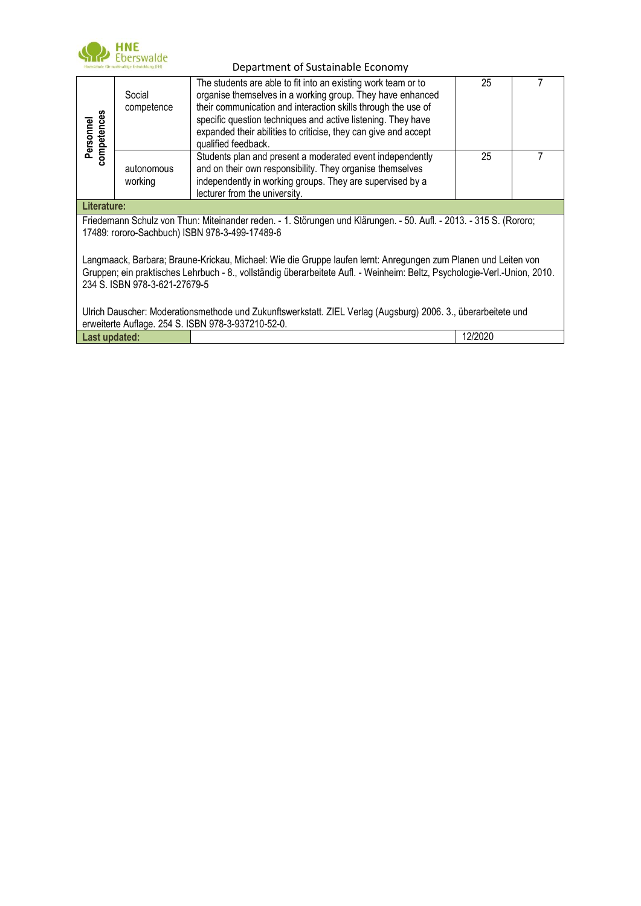| | | | | |
|---|---|---|---|---|
| Personnel competences | Social competence | The students are able to fit into an existing work team or to organise themselves in a working group. They have enhanced their communication and interaction skills through the use of specific question techniques and active listening. They have expanded their abilities to criticise, they can give and accept qualified feedback. | 25 | 7 |
| | autonomous working | Students plan and present a moderated event independently and on their own responsibility. They organise themselves independently in working groups. They are supervised by a lecturer from the university. | 25 | 7 |

**Literature:**

Friedemann Schulz von Thun: Miteinander reden. - 1. Störungen und Klärungen. - 50. Aufl. - 2013. - 315 S. (Rororo; 17489: rororo-Sachbuch) ISBN 978-3-499-17489-6

Langmaack, Barbara; Braune-Krickau, Michael: Wie die Gruppe laufen lernt: Anregungen zum Planen und Leiten von Gruppen; ein praktisches Lehrbuch - 8., vollständig überarbeitete Aufl. - Weinheim: Beltz, Psychologie-Verl.-Union, 2010. 234 S. ISBN 978-3-621-27679-5

Ulrich Dauscher: Moderationsmethode und Zukunftswerkstatt. ZIEL Verlag (Augsburg) 2006. 3., überarbeitete und erweiterte Auflage. 254 S. ISBN 978-3-937210-52-0.

| | | |
|---|---|---|
| **Last updated:** | | 12/2020 |